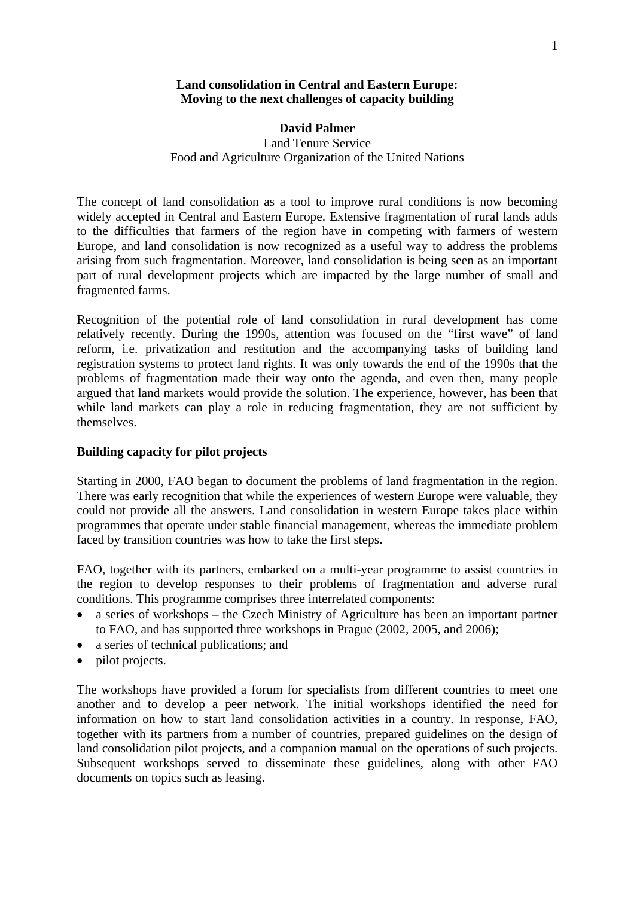# Land consolidation in Central and Eastern Europe: Moving to the next challenges of capacity building

**David Palmer**

Land Tenure Service

Food and Agriculture Organization of the United Nations

The concept of land consolidation as a tool to improve rural conditions is now becoming widely accepted in Central and Eastern Europe. Extensive fragmentation of rural lands adds to the difficulties that farmers of the region have in competing with farmers of western Europe, and land consolidation is now recognized as a useful way to address the problems arising from such fragmentation. Moreover, land consolidation is being seen as an important part of rural development projects which are impacted by the large number of small and fragmented farms.

Recognition of the potential role of land consolidation in rural development has come relatively recently. During the 1990s, attention was focused on the "first wave" of land reform, i.e. privatization and restitution and the accompanying tasks of building land registration systems to protect land rights. It was only towards the end of the 1990s that the problems of fragmentation made their way onto the agenda, and even then, many people argued that land markets would provide the solution. The experience, however, has been that while land markets can play a role in reducing fragmentation, they are not sufficient by themselves.

## Building capacity for pilot projects

Starting in 2000, FAO began to document the problems of land fragmentation in the region. There was early recognition that while the experiences of western Europe were valuable, they could not provide all the answers. Land consolidation in western Europe takes place within programmes that operate under stable financial management, whereas the immediate problem faced by transition countries was how to take the first steps.

FAO, together with its partners, embarked on a multi-year programme to assist countries in the region to develop responses to their problems of fragmentation and adverse rural conditions. This programme comprises three interrelated components:

- a series of workshops – the Czech Ministry of Agriculture has been an important partner to FAO, and has supported three workshops in Prague (2002, 2005, and 2006);
- a series of technical publications; and
- pilot projects.

The workshops have provided a forum for specialists from different countries to meet one another and to develop a peer network. The initial workshops identified the need for information on how to start land consolidation activities in a country. In response, FAO, together with its partners from a number of countries, prepared guidelines on the design of land consolidation pilot projects, and a companion manual on the operations of such projects. Subsequent workshops served to disseminate these guidelines, along with other FAO documents on topics such as leasing.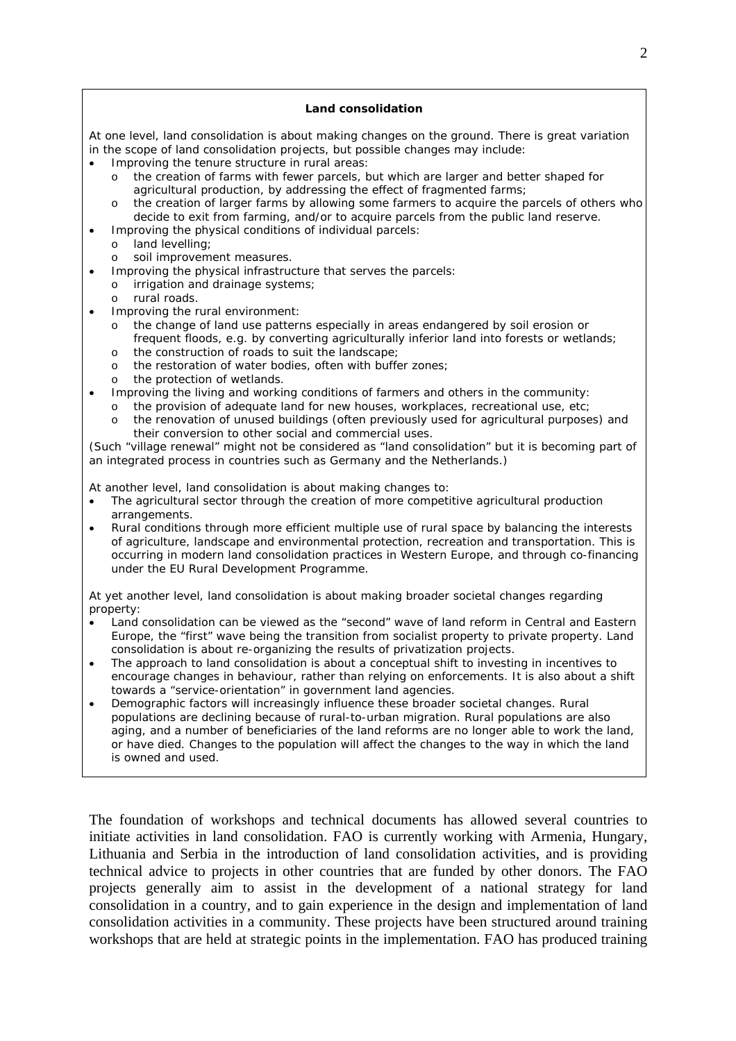**Land consolidation**

At one level, land consolidation is about making changes on the ground. There is great variation in the scope of land consolidation projects, but possible changes may include:

- Improving the tenure structure in rural areas:
  - the creation of farms with fewer parcels, but which are larger and better shaped for agricultural production, by addressing the effect of fragmented farms;
  - the creation of larger farms by allowing some farmers to acquire the parcels of others who decide to exit from farming, and/or to acquire parcels from the public land reserve.
- Improving the physical conditions of individual parcels:
  - land levelling;
  - soil improvement measures.
- Improving the physical infrastructure that serves the parcels:
  - irrigation and drainage systems;
  - rural roads.
- Improving the rural environment:
  - the change of land use patterns especially in areas endangered by soil erosion or frequent floods, e.g. by converting agriculturally inferior land into forests or wetlands;
  - the construction of roads to suit the landscape;
  - the restoration of water bodies, often with buffer zones;
  - the protection of wetlands.
- Improving the living and working conditions of farmers and others in the community:
  - the provision of adequate land for new houses, workplaces, recreational use, etc;
  - the renovation of unused buildings (often previously used for agricultural purposes) and their conversion to other social and commercial uses.

(Such "village renewal" might not be considered as "land consolidation" but it is becoming part of an integrated process in countries such as Germany and the Netherlands.)

At another level, land consolidation is about making changes to:

- The agricultural sector through the creation of more competitive agricultural production arrangements.
- Rural conditions through more efficient multiple use of rural space by balancing the interests of agriculture, landscape and environmental protection, recreation and transportation. This is occurring in modern land consolidation practices in Western Europe, and through co-financing under the EU Rural Development Programme.

At yet another level, land consolidation is about making broader societal changes regarding property:

- Land consolidation can be viewed as the "second" wave of land reform in Central and Eastern Europe, the "first" wave being the transition from socialist property to private property. Land consolidation is about re-organizing the results of privatization projects.
- The approach to land consolidation is about a conceptual shift to investing in incentives to encourage changes in behaviour, rather than relying on enforcements. It is also about a shift towards a "service-orientation" in government land agencies.
- Demographic factors will increasingly influence these broader societal changes. Rural populations are declining because of rural-to-urban migration. Rural populations are also aging, and a number of beneficiaries of the land reforms are no longer able to work the land, or have died. Changes to the population will affect the changes to the way in which the land is owned and used.

The foundation of workshops and technical documents has allowed several countries to initiate activities in land consolidation. FAO is currently working with Armenia, Hungary, Lithuania and Serbia in the introduction of land consolidation activities, and is providing technical advice to projects in other countries that are funded by other donors. The FAO projects generally aim to assist in the development of a national strategy for land consolidation in a country, and to gain experience in the design and implementation of land consolidation activities in a community. These projects have been structured around training workshops that are held at strategic points in the implementation. FAO has produced training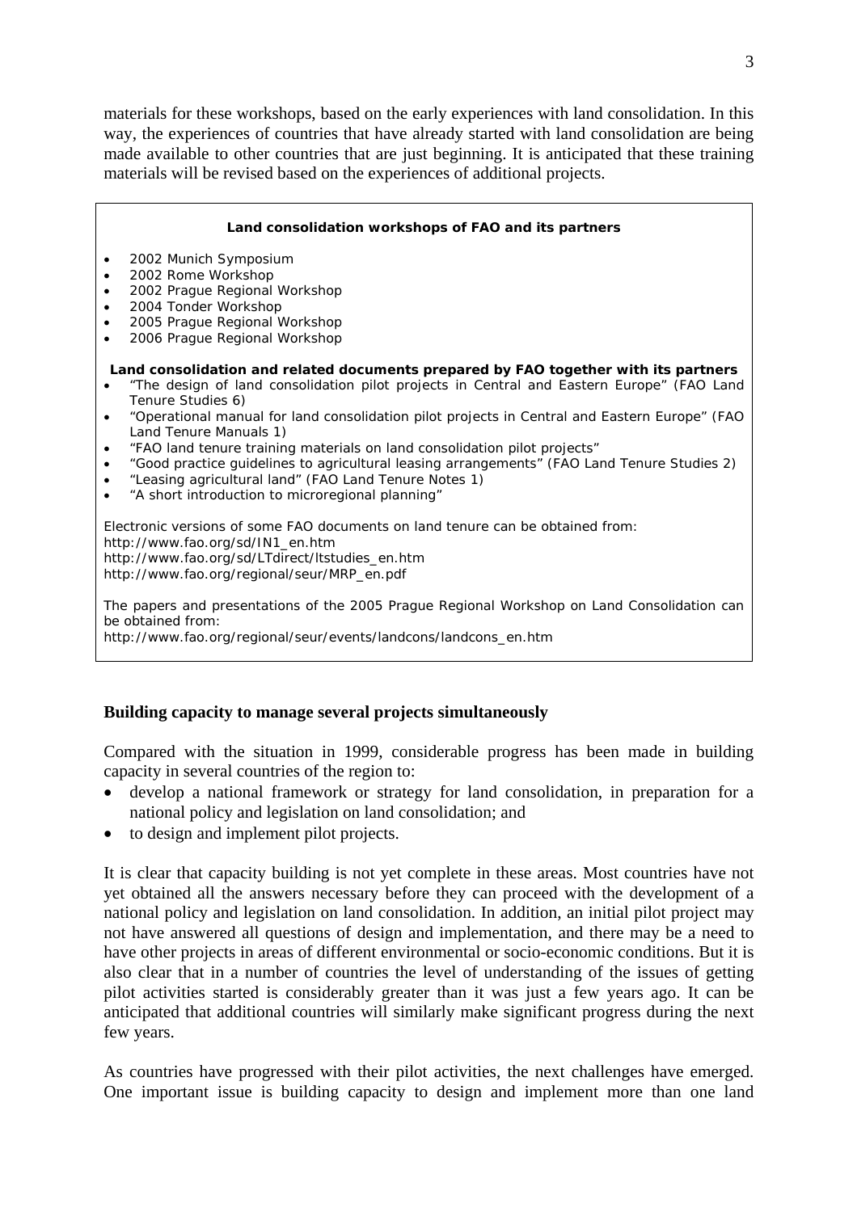materials for these workshops, based on the early experiences with land consolidation. In this way, the experiences of countries that have already started with land consolidation are being made available to other countries that are just beginning. It is anticipated that these training materials will be revised based on the experiences of additional projects.

**Land consolidation workshops of FAO and its partners**

- 2002 Munich Symposium
- 2002 Rome Workshop
- 2002 Prague Regional Workshop
- 2004 Tonder Workshop
- 2005 Prague Regional Workshop
- 2006 Prague Regional Workshop

**Land consolidation and related documents prepared by FAO together with its partners**

- "The design of land consolidation pilot projects in Central and Eastern Europe" (FAO Land Tenure Studies 6)
- "Operational manual for land consolidation pilot projects in Central and Eastern Europe" (FAO Land Tenure Manuals 1)
- "FAO land tenure training materials on land consolidation pilot projects"
- "Good practice guidelines to agricultural leasing arrangements" (FAO Land Tenure Studies 2)
- "Leasing agricultural land" (FAO Land Tenure Notes 1)
- "A short introduction to microregional planning"

Electronic versions of some FAO documents on land tenure can be obtained from:
http://www.fao.org/sd/IN1_en.htm
http://www.fao.org/sd/LTdirect/ltstudies_en.htm
http://www.fao.org/regional/seur/MRP_en.pdf

The papers and presentations of the 2005 Prague Regional Workshop on Land Consolidation can be obtained from:
http://www.fao.org/regional/seur/events/landcons/landcons_en.htm

## Building capacity to manage several projects simultaneously

Compared with the situation in 1999, considerable progress has been made in building capacity in several countries of the region to:

- develop a national framework or strategy for land consolidation, in preparation for a national policy and legislation on land consolidation; and
- to design and implement pilot projects.

It is clear that capacity building is not yet complete in these areas. Most countries have not yet obtained all the answers necessary before they can proceed with the development of a national policy and legislation on land consolidation. In addition, an initial pilot project may not have answered all questions of design and implementation, and there may be a need to have other projects in areas of different environmental or socio-economic conditions. But it is also clear that in a number of countries the level of understanding of the issues of getting pilot activities started is considerably greater than it was just a few years ago. It can be anticipated that additional countries will similarly make significant progress during the next few years.

As countries have progressed with their pilot activities, the next challenges have emerged. One important issue is building capacity to design and implement more than one land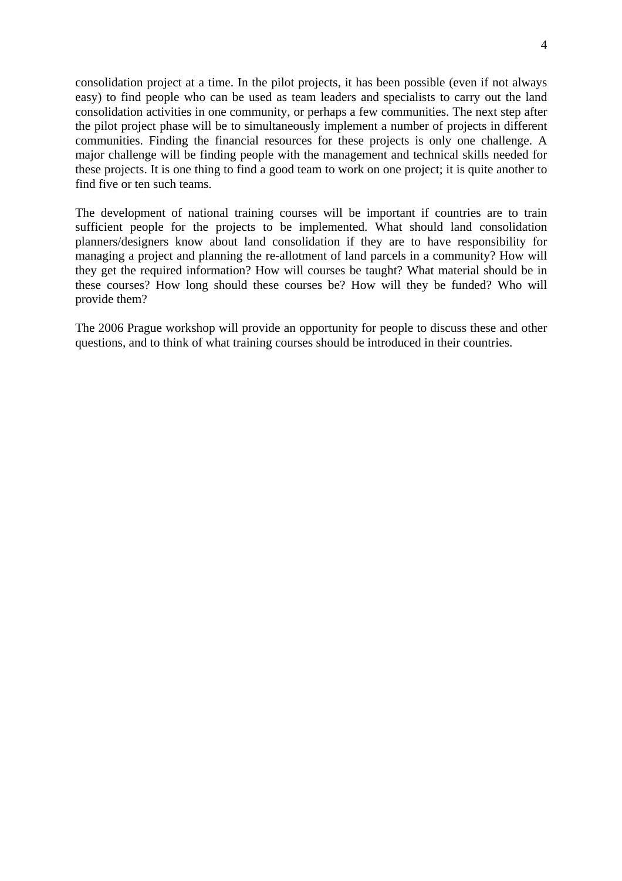consolidation project at a time. In the pilot projects, it has been possible (even if not always easy) to find people who can be used as team leaders and specialists to carry out the land consolidation activities in one community, or perhaps a few communities. The next step after the pilot project phase will be to simultaneously implement a number of projects in different communities. Finding the financial resources for these projects is only one challenge. A major challenge will be finding people with the management and technical skills needed for these projects. It is one thing to find a good team to work on one project; it is quite another to find five or ten such teams.

The development of national training courses will be important if countries are to train sufficient people for the projects to be implemented. What should land consolidation planners/designers know about land consolidation if they are to have responsibility for managing a project and planning the re-allotment of land parcels in a community? How will they get the required information? How will courses be taught? What material should be in these courses? How long should these courses be? How will they be funded? Who will provide them?

The 2006 Prague workshop will provide an opportunity for people to discuss these and other questions, and to think of what training courses should be introduced in their countries.